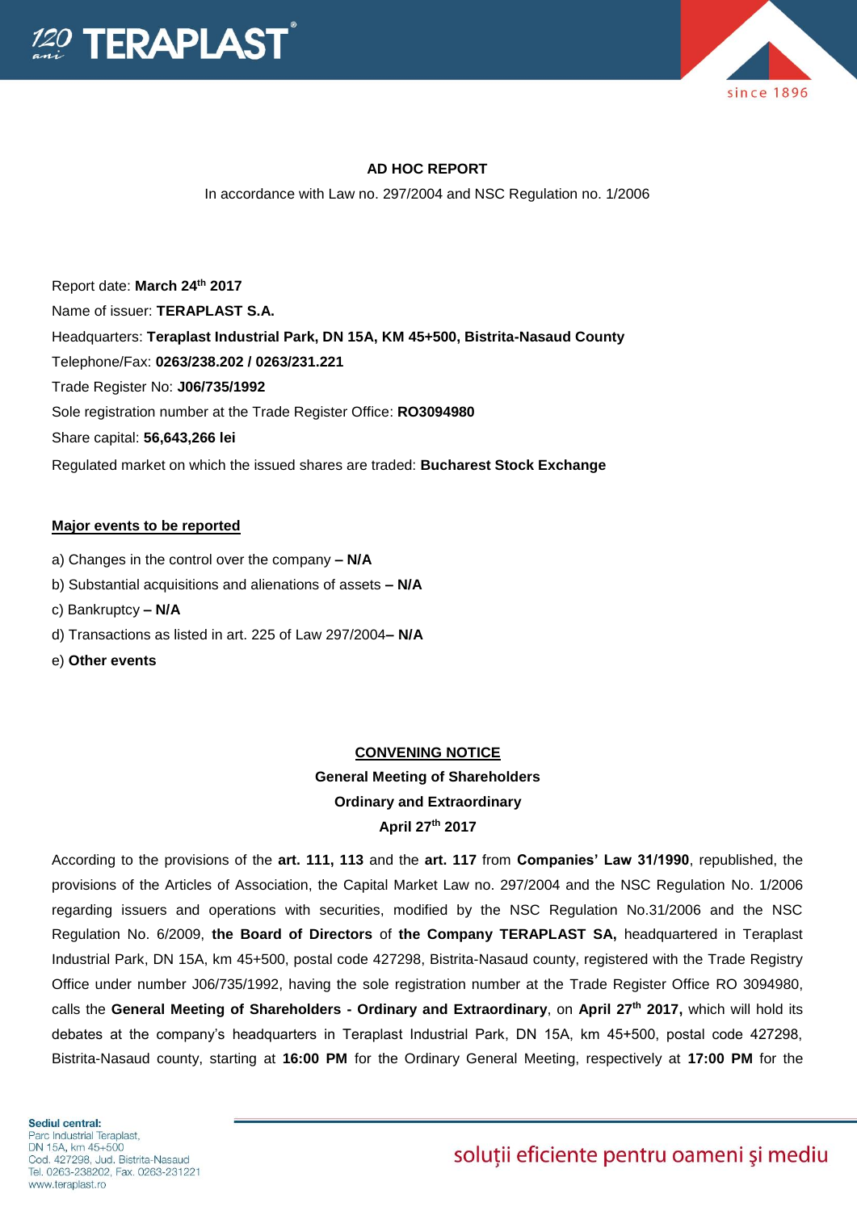## AD HOC REPORT

In accordance with Law no. 297/2004 and NSC Regulation no. 1/2006

Report date: **March 24th 2017**

Name of issuer: **TERAPLAST S.A.**

Headquarters: **Teraplast Industrial Park, DN 15A, KM 45+500, Bistrita-Nasaud County**

Telephone/Fax: **0263/238.202 / 0263/231.221**

Trade Register No: **J06/735/1992**

Sole registration number at the Trade Register Office: **RO3094980**

Share capital: **56,643,266 lei**

Regulated market on which the issued shares are traded: **Bucharest Stock Exchange**

**Major events to be reported**

a) Changes in the control over the company **– N/A**

b) Substantial acquisitions and alienations of assets **– N/A**

c) Bankruptcy **– N/A**

d) Transactions as listed in art. 225 of Law 297/2004**– N/A**

e) **Other events**

**CONVENING NOTICE**

**General Meeting of Shareholders**

**Ordinary and Extraordinary**

**April 27th 2017**

According to the provisions of the **art. 111, 113** and the **art. 117** from **Companies' Law 31/1990**, republished, the provisions of the Articles of Association, the Capital Market Law no. 297/2004 and the NSC Regulation No. 1/2006 regarding issuers and operations with securities, modified by the NSC Regulation No.31/2006 and the NSC Regulation No. 6/2009, **the Board of Directors** of **the Company TERAPLAST SA,** headquartered in Teraplast Industrial Park, DN 15A, km 45+500, postal code 427298, Bistrita-Nasaud county, registered with the Trade Registry Office under number J06/735/1992, having the sole registration number at the Trade Register Office RO 3094980, calls the **General Meeting of Shareholders - Ordinary and Extraordinary**, on **April 27th 2017,** which will hold its debates at the company's headquarters in Teraplast Industrial Park, DN 15A, km 45+500, postal code 427298, Bistrita-Nasaud county, starting at **16:00 PM** for the Ordinary General Meeting, respectively at **17:00 PM** for the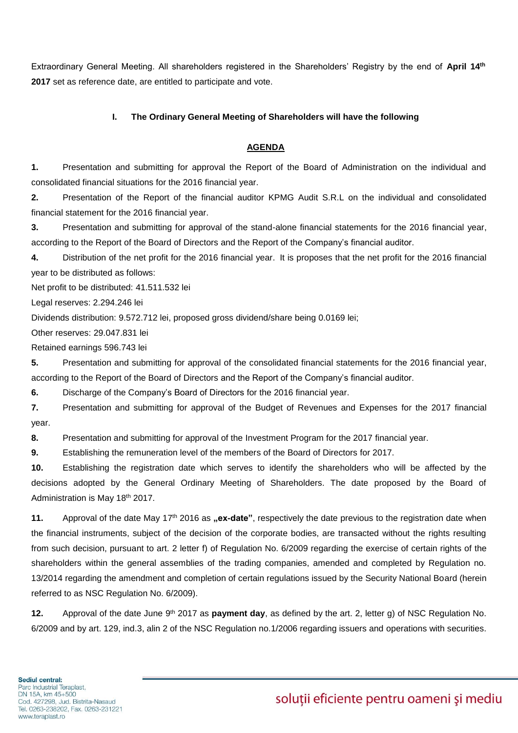Extraordinary General Meeting. All shareholders registered in the Shareholders' Registry by the end of **April 14th 2017** set as reference date, are entitled to participate and vote.

### I. The Ordinary General Meeting of Shareholders will have the following

**AGENDA**

**1.** Presentation and submitting for approval the Report of the Board of Administration on the individual and consolidated financial situations for the 2016 financial year.

**2.** Presentation of the Report of the financial auditor KPMG Audit S.R.L on the individual and consolidated financial statement for the 2016 financial year.

**3.** Presentation and submitting for approval of the stand-alone financial statements for the 2016 financial year, according to the Report of the Board of Directors and the Report of the Company's financial auditor.

**4.** Distribution of the net profit for the 2016 financial year. It is proposes that the net profit for the 2016 financial year to be distributed as follows:

Net profit to be distributed: 41.511.532 lei

Legal reserves: 2.294.246 lei

Dividends distribution: 9.572.712 lei, proposed gross dividend/share being 0.0169 lei;

Other reserves: 29.047.831 lei

Retained earnings 596.743 lei

**5.** Presentation and submitting for approval of the consolidated financial statements for the 2016 financial year, according to the Report of the Board of Directors and the Report of the Company's financial auditor.

**6.** Discharge of the Company's Board of Directors for the 2016 financial year.

**7.** Presentation and submitting for approval of the Budget of Revenues and Expenses for the 2017 financial year.

**8.** Presentation and submitting for approval of the Investment Program for the 2017 financial year.

**9.** Establishing the remuneration level of the members of the Board of Directors for 2017.

**10.** Establishing the registration date which serves to identify the shareholders who will be affected by the decisions adopted by the General Ordinary Meeting of Shareholders. The date proposed by the Board of Administration is May 18th 2017.

**11.** Approval of the date May 17th 2016 as **„ex-date"**, respectively the date previous to the registration date when the financial instruments, subject of the decision of the corporate bodies, are transacted without the rights resulting from such decision, pursuant to art. 2 letter f) of Regulation No. 6/2009 regarding the exercise of certain rights of the shareholders within the general assemblies of the trading companies, amended and completed by Regulation no. 13/2014 regarding the amendment and completion of certain regulations issued by the Security National Board (herein referred to as NSC Regulation No. 6/2009).

**12.** Approval of the date June 9th 2017 as **payment day**, as defined by the art. 2, letter g) of NSC Regulation No. 6/2009 and by art. 129, ind.3, alin 2 of the NSC Regulation no.1/2006 regarding issuers and operations with securities.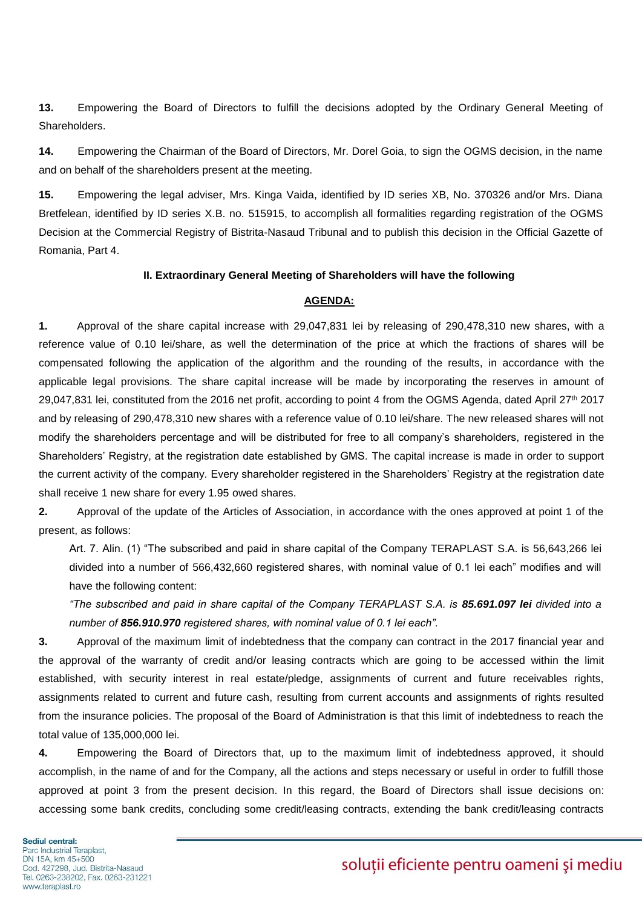**13.** Empowering the Board of Directors to fulfill the decisions adopted by the Ordinary General Meeting of Shareholders.

**14.** Empowering the Chairman of the Board of Directors, Mr. Dorel Goia, to sign the OGMS decision, in the name and on behalf of the shareholders present at the meeting.

**15.** Empowering the legal adviser, Mrs. Kinga Vaida, identified by ID series XB, No. 370326 and/or Mrs. Diana Bretfelean, identified by ID series X.B. no. 515915, to accomplish all formalities regarding registration of the OGMS Decision at the Commercial Registry of Bistrita-Nasaud Tribunal and to publish this decision in the Official Gazette of Romania, Part 4.

**II. Extraordinary General Meeting of Shareholders will have the following**

**AGENDA:**

**1.** Approval of the share capital increase with 29,047,831 lei by releasing of 290,478,310 new shares, with a reference value of 0.10 lei/share, as well the determination of the price at which the fractions of shares will be compensated following the application of the algorithm and the rounding of the results, in accordance with the applicable legal provisions. The share capital increase will be made by incorporating the reserves in amount of 29,047,831 lei, constituted from the 2016 net profit, according to point 4 from the OGMS Agenda, dated April 27th 2017 and by releasing of 290,478,310 new shares with a reference value of 0.10 lei/share. The new released shares will not modify the shareholders percentage and will be distributed for free to all company's shareholders, registered in the Shareholders' Registry, at the registration date established by GMS. The capital increase is made in order to support the current activity of the company. Every shareholder registered in the Shareholders' Registry at the registration date shall receive 1 new share for every 1.95 owed shares.

**2.** Approval of the update of the Articles of Association, in accordance with the ones approved at point 1 of the present, as follows:

Art. 7. Alin. (1) "The subscribed and paid in share capital of the Company TERAPLAST S.A. is 56,643,266 lei divided into a number of 566,432,660 registered shares, with nominal value of 0.1 lei each" modifies and will have the following content:

*"The subscribed and paid in share capital of the Company TERAPLAST S.A. is **85.691.097 lei** divided into a number of **856.910.970** registered shares, with nominal value of 0.1 lei each".*

**3.** Approval of the maximum limit of indebtedness that the company can contract in the 2017 financial year and the approval of the warranty of credit and/or leasing contracts which are going to be accessed within the limit established, with security interest in real estate/pledge, assignments of current and future receivables rights, assignments related to current and future cash, resulting from current accounts and assignments of rights resulted from the insurance policies. The proposal of the Board of Administration is that this limit of indebtedness to reach the total value of 135,000,000 lei.

**4.** Empowering the Board of Directors that, up to the maximum limit of indebtedness approved, it should accomplish, in the name of and for the Company, all the actions and steps necessary or useful in order to fulfill those approved at point 3 from the present decision. In this regard, the Board of Directors shall issue decisions on: accessing some bank credits, concluding some credit/leasing contracts, extending the bank credit/leasing contracts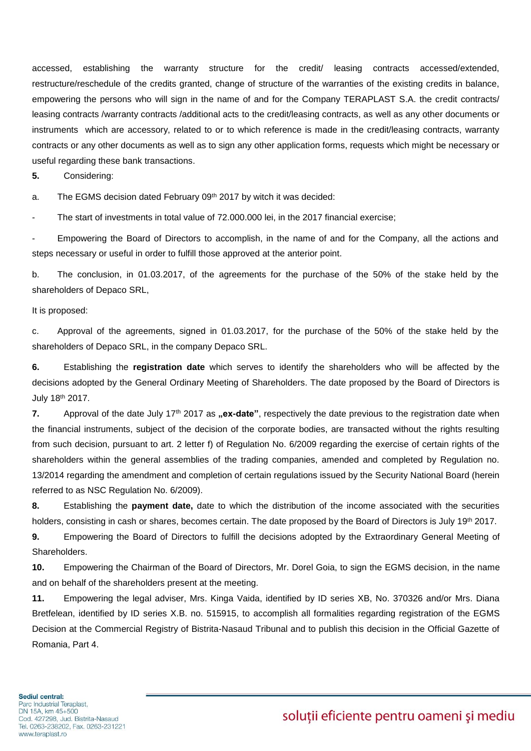accessed, establishing the warranty structure for the credit/ leasing contracts accessed/extended, restructure/reschedule of the credits granted, change of structure of the warranties of the existing credits in balance, empowering the persons who will sign in the name of and for the Company TERAPLAST S.A. the credit contracts/ leasing contracts /warranty contracts /additional acts to the credit/leasing contracts, as well as any other documents or instruments which are accessory, related to or to which reference is made in the credit/leasing contracts, warranty contracts or any other documents as well as to sign any other application forms, requests which might be necessary or useful regarding these bank transactions.

**5.** Considering:

a. The EGMS decision dated February 09th 2017 by witch it was decided:

- The start of investments in total value of 72.000.000 lei, in the 2017 financial exercise;

- Empowering the Board of Directors to accomplish, in the name of and for the Company, all the actions and steps necessary or useful in order to fulfill those approved at the anterior point.

b. The conclusion, in 01.03.2017, of the agreements for the purchase of the 50% of the stake held by the shareholders of Depaco SRL,

It is proposed:

c. Approval of the agreements, signed in 01.03.2017, for the purchase of the 50% of the stake held by the shareholders of Depaco SRL, in the company Depaco SRL.

**6.** Establishing the **registration date** which serves to identify the shareholders who will be affected by the decisions adopted by the General Ordinary Meeting of Shareholders. The date proposed by the Board of Directors is July 18th 2017.

**7.** Approval of the date July 17th 2017 as **„ex-date”**, respectively the date previous to the registration date when the financial instruments, subject of the decision of the corporate bodies, are transacted without the rights resulting from such decision, pursuant to art. 2 letter f) of Regulation No. 6/2009 regarding the exercise of certain rights of the shareholders within the general assemblies of the trading companies, amended and completed by Regulation no. 13/2014 regarding the amendment and completion of certain regulations issued by the Security National Board (herein referred to as NSC Regulation No. 6/2009).

**8.** Establishing the **payment date,** date to which the distribution of the income associated with the securities holders, consisting in cash or shares, becomes certain. The date proposed by the Board of Directors is July 19th 2017.

**9.** Empowering the Board of Directors to fulfill the decisions adopted by the Extraordinary General Meeting of Shareholders.

**10.** Empowering the Chairman of the Board of Directors, Mr. Dorel Goia, to sign the EGMS decision, in the name and on behalf of the shareholders present at the meeting.

**11.** Empowering the legal adviser, Mrs. Kinga Vaida, identified by ID series XB, No. 370326 and/or Mrs. Diana Bretfelean, identified by ID series X.B. no. 515915, to accomplish all formalities regarding registration of the EGMS Decision at the Commercial Registry of Bistrita-Nasaud Tribunal and to publish this decision in the Official Gazette of Romania, Part 4.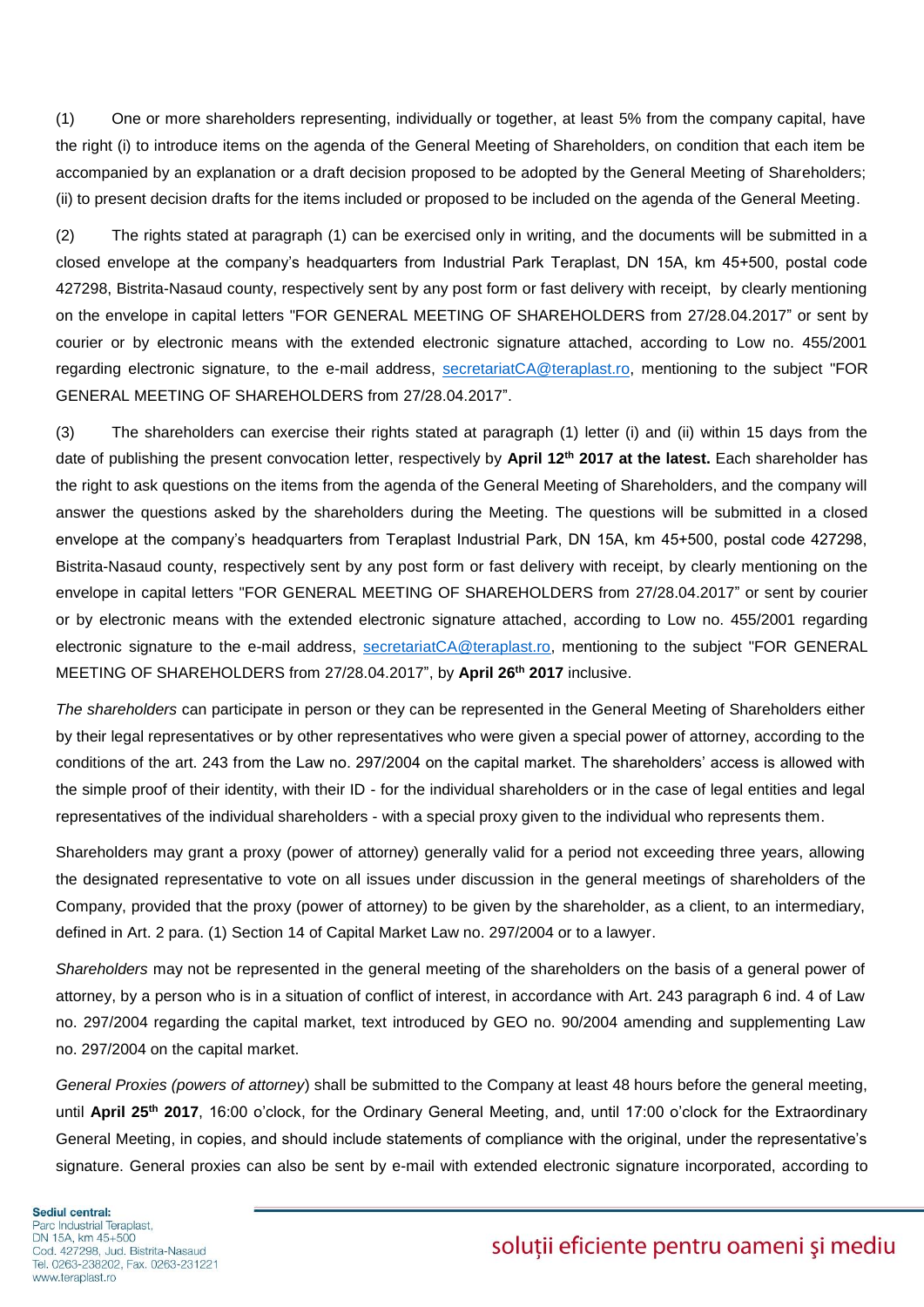(1) One or more shareholders representing, individually or together, at least 5% from the company capital, have the right (i) to introduce items on the agenda of the General Meeting of Shareholders, on condition that each item be accompanied by an explanation or a draft decision proposed to be adopted by the General Meeting of Shareholders; (ii) to present decision drafts for the items included or proposed to be included on the agenda of the General Meeting.

(2) The rights stated at paragraph (1) can be exercised only in writing, and the documents will be submitted in a closed envelope at the company's headquarters from Industrial Park Teraplast, DN 15A, km 45+500, postal code 427298, Bistrita-Nasaud county, respectively sent by any post form or fast delivery with receipt, by clearly mentioning on the envelope in capital letters "FOR GENERAL MEETING OF SHAREHOLDERS from 27/28.04.2017" or sent by courier or by electronic means with the extended electronic signature attached, according to Low no. 455/2001 regarding electronic signature, to the e-mail address, secretariatCA@teraplast.ro, mentioning to the subject "FOR GENERAL MEETING OF SHAREHOLDERS from 27/28.04.2017".

(3) The shareholders can exercise their rights stated at paragraph (1) letter (i) and (ii) within 15 days from the date of publishing the present convocation letter, respectively by **April 12th 2017 at the latest.** Each shareholder has the right to ask questions on the items from the agenda of the General Meeting of Shareholders, and the company will answer the questions asked by the shareholders during the Meeting. The questions will be submitted in a closed envelope at the company's headquarters from Teraplast Industrial Park, DN 15A, km 45+500, postal code 427298, Bistrita-Nasaud county, respectively sent by any post form or fast delivery with receipt, by clearly mentioning on the envelope in capital letters "FOR GENERAL MEETING OF SHAREHOLDERS from 27/28.04.2017" or sent by courier or by electronic means with the extended electronic signature attached, according to Low no. 455/2001 regarding electronic signature to the e-mail address, secretariatCA@teraplast.ro, mentioning to the subject "FOR GENERAL MEETING OF SHAREHOLDERS from 27/28.04.2017", by **April 26th 2017** inclusive.

*The shareholders* can participate in person or they can be represented in the General Meeting of Shareholders either by their legal representatives or by other representatives who were given a special power of attorney, according to the conditions of the art. 243 from the Law no. 297/2004 on the capital market. The shareholders' access is allowed with the simple proof of their identity, with their ID - for the individual shareholders or in the case of legal entities and legal representatives of the individual shareholders - with a special proxy given to the individual who represents them.

Shareholders may grant a proxy (power of attorney) generally valid for a period not exceeding three years, allowing the designated representative to vote on all issues under discussion in the general meetings of shareholders of the Company, provided that the proxy (power of attorney) to be given by the shareholder, as a client, to an intermediary, defined in Art. 2 para. (1) Section 14 of Capital Market Law no. 297/2004 or to a lawyer.

*Shareholders* may not be represented in the general meeting of the shareholders on the basis of a general power of attorney, by a person who is in a situation of conflict of interest, in accordance with Art. 243 paragraph 6 ind. 4 of Law no. 297/2004 regarding the capital market, text introduced by GEO no. 90/2004 amending and supplementing Law no. 297/2004 on the capital market.

*General Proxies (powers of attorney*) shall be submitted to the Company at least 48 hours before the general meeting, until **April 25th 2017**, 16:00 o'clock, for the Ordinary General Meeting, and, until 17:00 o'clock for the Extraordinary General Meeting, in copies, and should include statements of compliance with the original, under the representative's signature. General proxies can also be sent by e-mail with extended electronic signature incorporated, according to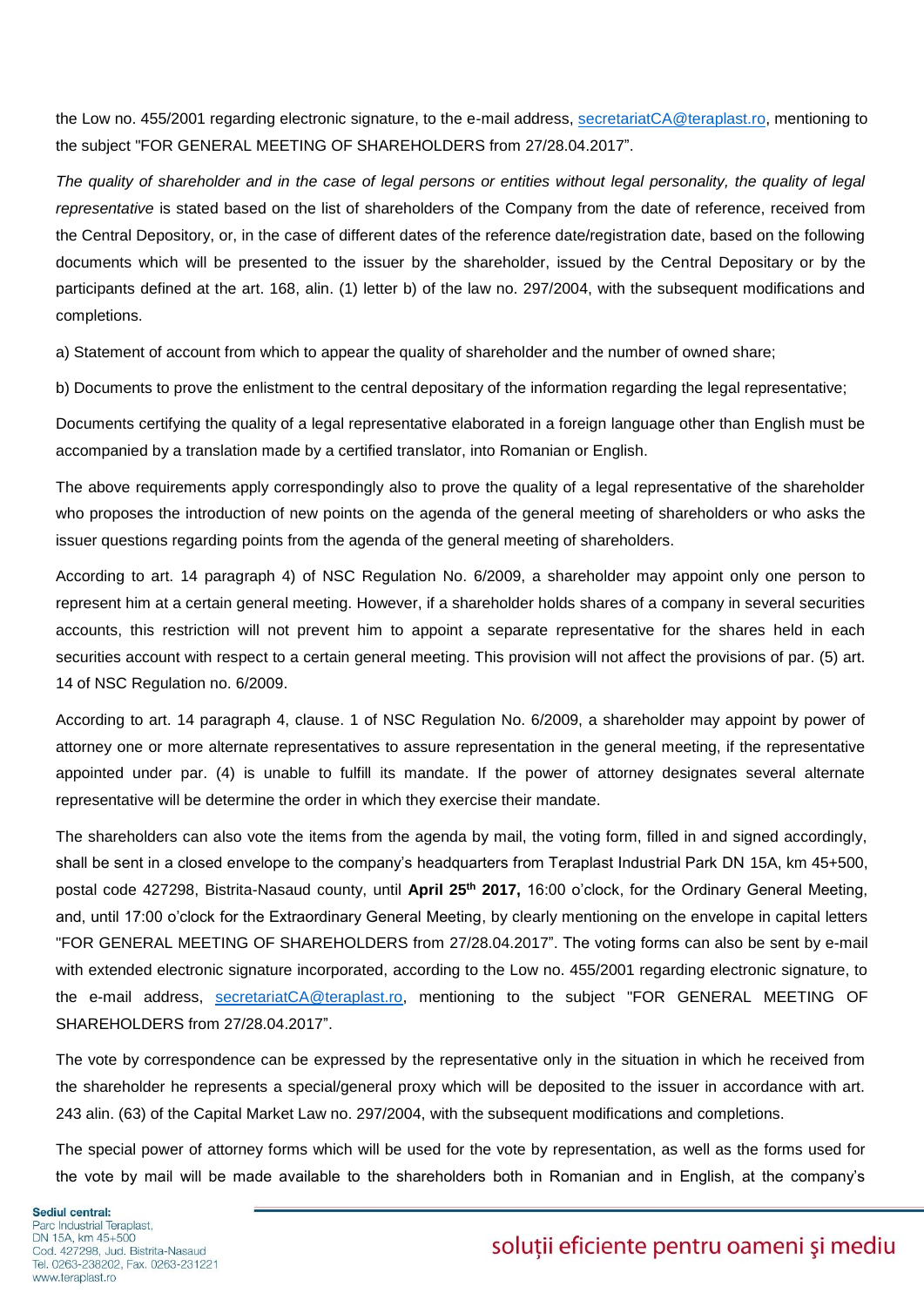the Low no. 455/2001 regarding electronic signature, to the e-mail address, secretariatCA@teraplast.ro, mentioning to the subject "FOR GENERAL MEETING OF SHAREHOLDERS from 27/28.04.2017".

*The quality of shareholder and in the case of legal persons or entities without legal personality, the quality of legal representative* is stated based on the list of shareholders of the Company from the date of reference, received from the Central Depository, or, in the case of different dates of the reference date/registration date, based on the following documents which will be presented to the issuer by the shareholder, issued by the Central Depositary or by the participants defined at the art. 168, alin. (1) letter b) of the law no. 297/2004, with the subsequent modifications and completions.

a) Statement of account from which to appear the quality of shareholder and the number of owned share;

b) Documents to prove the enlistment to the central depositary of the information regarding the legal representative;

Documents certifying the quality of a legal representative elaborated in a foreign language other than English must be accompanied by a translation made by a certified translator, into Romanian or English.

The above requirements apply correspondingly also to prove the quality of a legal representative of the shareholder who proposes the introduction of new points on the agenda of the general meeting of shareholders or who asks the issuer questions regarding points from the agenda of the general meeting of shareholders.

According to art. 14 paragraph 4) of NSC Regulation No. 6/2009, a shareholder may appoint only one person to represent him at a certain general meeting. However, if a shareholder holds shares of a company in several securities accounts, this restriction will not prevent him to appoint a separate representative for the shares held in each securities account with respect to a certain general meeting. This provision will not affect the provisions of par. (5) art. 14 of NSC Regulation no. 6/2009.

According to art. 14 paragraph 4, clause. 1 of NSC Regulation No. 6/2009, a shareholder may appoint by power of attorney one or more alternate representatives to assure representation in the general meeting, if the representative appointed under par. (4) is unable to fulfill its mandate. If the power of attorney designates several alternate representative will be determine the order in which they exercise their mandate.

The shareholders can also vote the items from the agenda by mail, the voting form, filled in and signed accordingly, shall be sent in a closed envelope to the company's headquarters from Teraplast Industrial Park DN 15A, km 45+500, postal code 427298, Bistrita-Nasaud county, until **April 25th 2017,** 16:00 o'clock, for the Ordinary General Meeting, and, until 17:00 o'clock for the Extraordinary General Meeting, by clearly mentioning on the envelope in capital letters "FOR GENERAL MEETING OF SHAREHOLDERS from 27/28.04.2017". The voting forms can also be sent by e-mail with extended electronic signature incorporated, according to the Low no. 455/2001 regarding electronic signature, to the e-mail address, secretariatCA@teraplast.ro, mentioning to the subject "FOR GENERAL MEETING OF SHAREHOLDERS from 27/28.04.2017".

The vote by correspondence can be expressed by the representative only in the situation in which he received from the shareholder he represents a special/general proxy which will be deposited to the issuer in accordance with art. 243 alin. (63) of the Capital Market Law no. 297/2004, with the subsequent modifications and completions.

The special power of attorney forms which will be used for the vote by representation, as well as the forms used for the vote by mail will be made available to the shareholders both in Romanian and in English, at the company's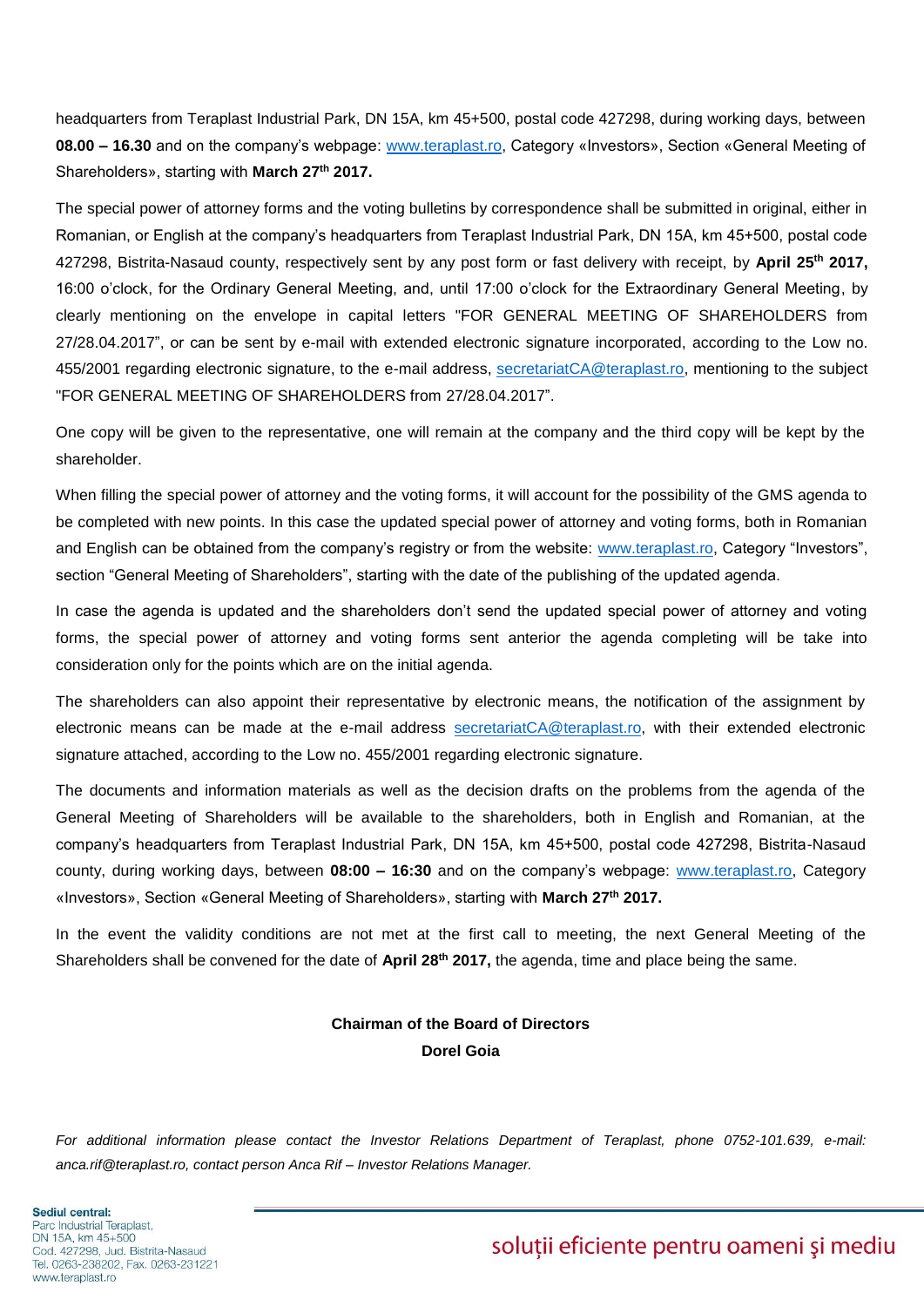headquarters from Teraplast Industrial Park, DN 15A, km 45+500, postal code 427298, during working days, between **08.00 – 16.30** and on the company's webpage: www.teraplast.ro, Category «Investors», Section «General Meeting of Shareholders», starting with **March 27th 2017.**

The special power of attorney forms and the voting bulletins by correspondence shall be submitted in original, either in Romanian, or English at the company's headquarters from Teraplast Industrial Park, DN 15A, km 45+500, postal code 427298, Bistrita-Nasaud county, respectively sent by any post form or fast delivery with receipt, by **April 25th 2017,** 16:00 o'clock, for the Ordinary General Meeting, and, until 17:00 o'clock for the Extraordinary General Meeting, by clearly mentioning on the envelope in capital letters "FOR GENERAL MEETING OF SHAREHOLDERS from 27/28.04.2017", or can be sent by e-mail with extended electronic signature incorporated, according to the Low no. 455/2001 regarding electronic signature, to the e-mail address, secretariatCA@teraplast.ro, mentioning to the subject "FOR GENERAL MEETING OF SHAREHOLDERS from 27/28.04.2017".

One copy will be given to the representative, one will remain at the company and the third copy will be kept by the shareholder.

When filling the special power of attorney and the voting forms, it will account for the possibility of the GMS agenda to be completed with new points. In this case the updated special power of attorney and voting forms, both in Romanian and English can be obtained from the company's registry or from the website: www.teraplast.ro, Category "Investors", section "General Meeting of Shareholders", starting with the date of the publishing of the updated agenda.

In case the agenda is updated and the shareholders don't send the updated special power of attorney and voting forms, the special power of attorney and voting forms sent anterior the agenda completing will be take into consideration only for the points which are on the initial agenda.

The shareholders can also appoint their representative by electronic means, the notification of the assignment by electronic means can be made at the e-mail address secretariatCA@teraplast.ro, with their extended electronic signature attached, according to the Low no. 455/2001 regarding electronic signature.

The documents and information materials as well as the decision drafts on the problems from the agenda of the General Meeting of Shareholders will be available to the shareholders, both in English and Romanian, at the company's headquarters from Teraplast Industrial Park, DN 15A, km 45+500, postal code 427298, Bistrita-Nasaud county, during working days, between **08:00 – 16:30** and on the company's webpage: www.teraplast.ro, Category «Investors», Section «General Meeting of Shareholders», starting with **March 27th 2017.**

In the event the validity conditions are not met at the first call to meeting, the next General Meeting of the Shareholders shall be convened for the date of **April 28th 2017,** the agenda, time and place being the same.

**Chairman of the Board of Directors**

**Dorel Goia**

*For additional information please contact the Investor Relations Department of Teraplast, phone 0752-101.639, e-mail: anca.rif@teraplast.ro, contact person Anca Rif – Investor Relations Manager.*